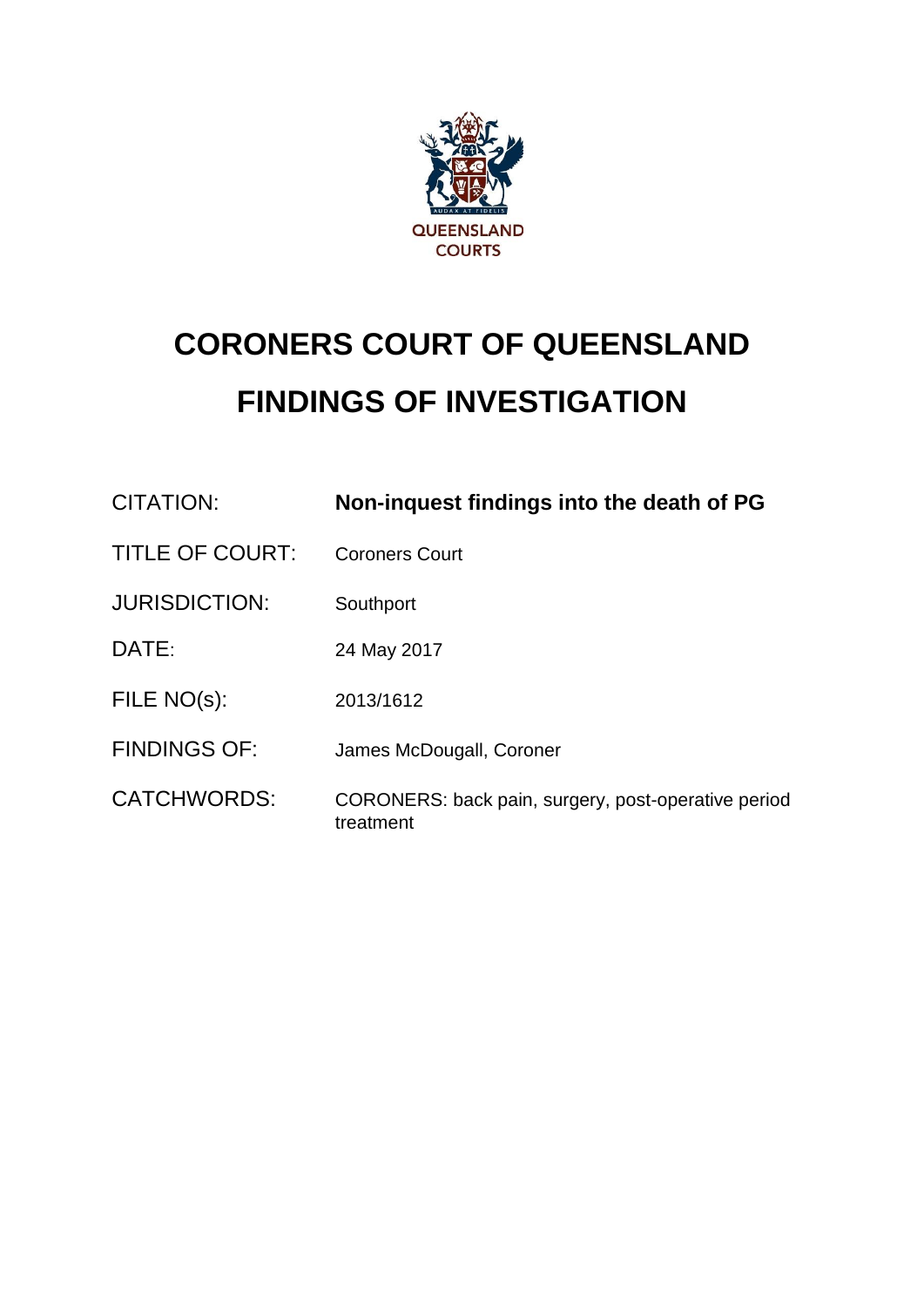QUEENSLAND COURTS

# CORONERS COURT OF QUEENSLAND

# FINDINGS OF INVESTIGATION

| | |
|---|---|
| CITATION: | **Non-inquest findings into the death of PG** |
| TITLE OF COURT: | Coroners Court |
| JURISDICTION: | Southport |
| DATE: | 24 May 2017 |
| FILE NO(s): | 2013/1612 |
| FINDINGS OF: | James McDougall, Coroner |
| CATCHWORDS: | CORONERS: back pain, surgery, post-operative period treatment |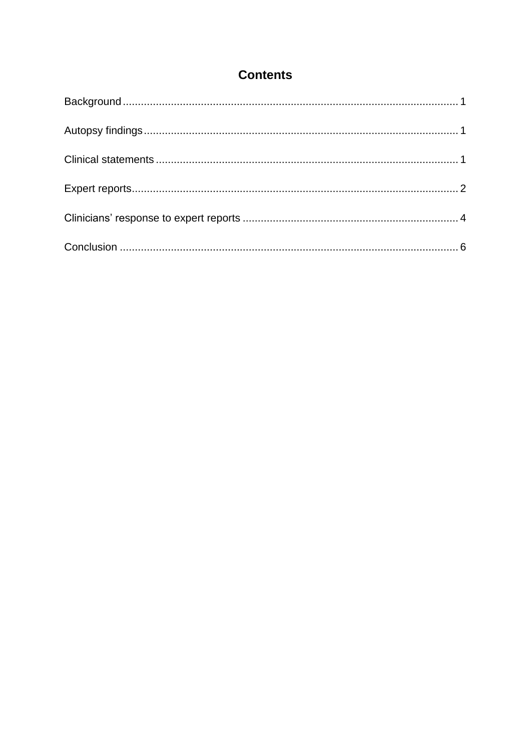## Contents

Background ........................................................................................................... 1

Autopsy findings .................................................................................................... 1

Clinical statements ................................................................................................ 1

Expert reports ........................................................................................................ 2

Clinicians' response to expert reports ................................................................... 4

Conclusion ............................................................................................................ 6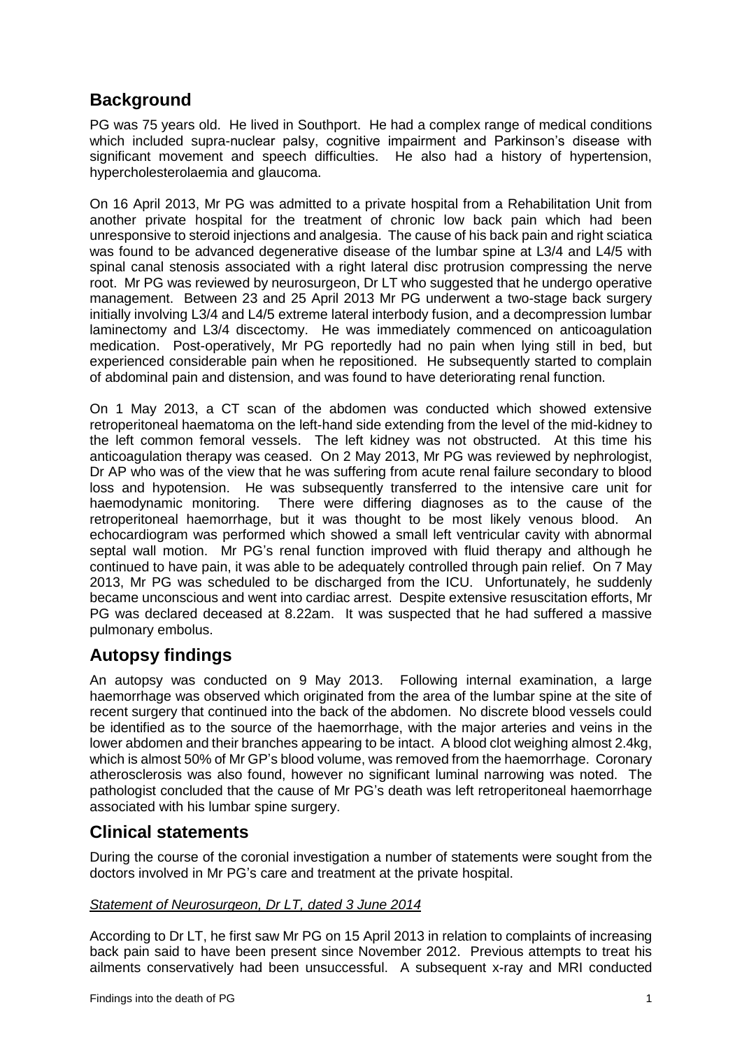## Background

PG was 75 years old. He lived in Southport. He had a complex range of medical conditions which included supra-nuclear palsy, cognitive impairment and Parkinson's disease with significant movement and speech difficulties. He also had a history of hypertension, hypercholesterolaemia and glaucoma.

On 16 April 2013, Mr PG was admitted to a private hospital from a Rehabilitation Unit from another private hospital for the treatment of chronic low back pain which had been unresponsive to steroid injections and analgesia. The cause of his back pain and right sciatica was found to be advanced degenerative disease of the lumbar spine at L3/4 and L4/5 with spinal canal stenosis associated with a right lateral disc protrusion compressing the nerve root. Mr PG was reviewed by neurosurgeon, Dr LT who suggested that he undergo operative management. Between 23 and 25 April 2013 Mr PG underwent a two-stage back surgery initially involving L3/4 and L4/5 extreme lateral interbody fusion, and a decompression lumbar laminectomy and L3/4 discectomy. He was immediately commenced on anticoagulation medication. Post-operatively, Mr PG reportedly had no pain when lying still in bed, but experienced considerable pain when he repositioned. He subsequently started to complain of abdominal pain and distension, and was found to have deteriorating renal function.

On 1 May 2013, a CT scan of the abdomen was conducted which showed extensive retroperitoneal haematoma on the left-hand side extending from the level of the mid-kidney to the left common femoral vessels. The left kidney was not obstructed. At this time his anticoagulation therapy was ceased. On 2 May 2013, Mr PG was reviewed by nephrologist, Dr AP who was of the view that he was suffering from acute renal failure secondary to blood loss and hypotension. He was subsequently transferred to the intensive care unit for haemodynamic monitoring. There were differing diagnoses as to the cause of the retroperitoneal haemorrhage, but it was thought to be most likely venous blood. An echocardiogram was performed which showed a small left ventricular cavity with abnormal septal wall motion. Mr PG's renal function improved with fluid therapy and although he continued to have pain, it was able to be adequately controlled through pain relief. On 7 May 2013, Mr PG was scheduled to be discharged from the ICU. Unfortunately, he suddenly became unconscious and went into cardiac arrest. Despite extensive resuscitation efforts, Mr PG was declared deceased at 8.22am. It was suspected that he had suffered a massive pulmonary embolus.

## Autopsy findings

An autopsy was conducted on 9 May 2013. Following internal examination, a large haemorrhage was observed which originated from the area of the lumbar spine at the site of recent surgery that continued into the back of the abdomen. No discrete blood vessels could be identified as to the source of the haemorrhage, with the major arteries and veins in the lower abdomen and their branches appearing to be intact. A blood clot weighing almost 2.4kg, which is almost 50% of Mr GP's blood volume, was removed from the haemorrhage. Coronary atherosclerosis was also found, however no significant luminal narrowing was noted. The pathologist concluded that the cause of Mr PG's death was left retroperitoneal haemorrhage associated with his lumbar spine surgery.

## Clinical statements

During the course of the coronial investigation a number of statements were sought from the doctors involved in Mr PG's care and treatment at the private hospital.

*Statement of Neurosurgeon, Dr LT, dated 3 June 2014*

According to Dr LT, he first saw Mr PG on 15 April 2013 in relation to complaints of increasing back pain said to have been present since November 2012. Previous attempts to treat his ailments conservatively had been unsuccessful. A subsequent x-ray and MRI conducted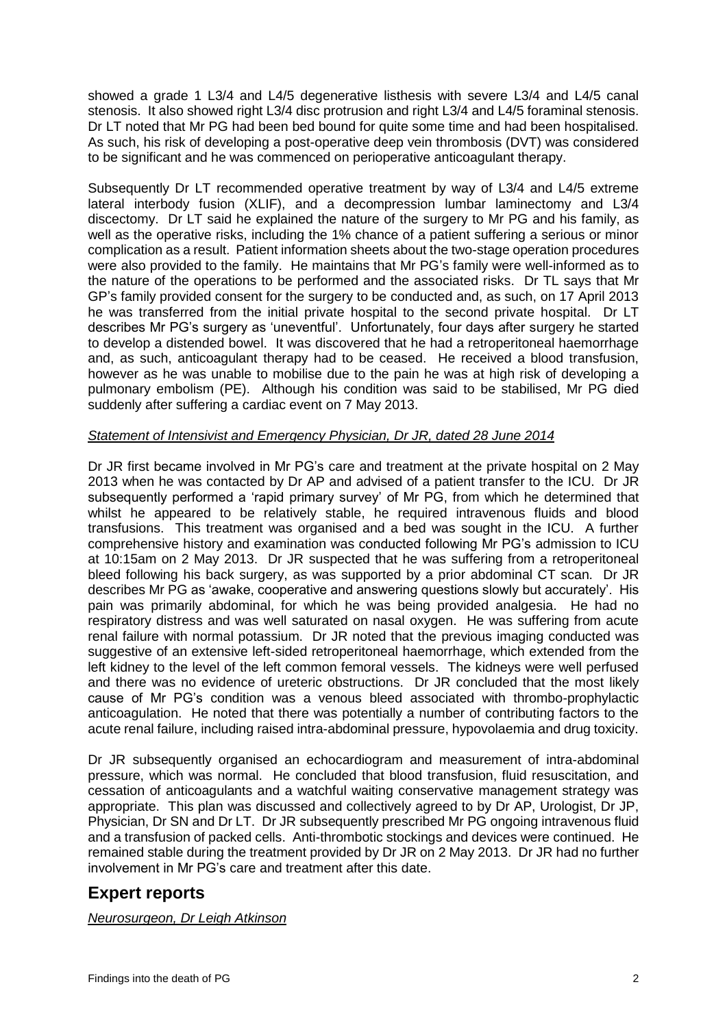showed a grade 1 L3/4 and L4/5 degenerative listhesis with severe L3/4 and L4/5 canal stenosis. It also showed right L3/4 disc protrusion and right L3/4 and L4/5 foraminal stenosis. Dr LT noted that Mr PG had been bed bound for quite some time and had been hospitalised. As such, his risk of developing a post-operative deep vein thrombosis (DVT) was considered to be significant and he was commenced on perioperative anticoagulant therapy.

Subsequently Dr LT recommended operative treatment by way of L3/4 and L4/5 extreme lateral interbody fusion (XLIF), and a decompression lumbar laminectomy and L3/4 discectomy. Dr LT said he explained the nature of the surgery to Mr PG and his family, as well as the operative risks, including the 1% chance of a patient suffering a serious or minor complication as a result. Patient information sheets about the two-stage operation procedures were also provided to the family. He maintains that Mr PG's family were well-informed as to the nature of the operations to be performed and the associated risks. Dr TL says that Mr GP's family provided consent for the surgery to be conducted and, as such, on 17 April 2013 he was transferred from the initial private hospital to the second private hospital. Dr LT describes Mr PG's surgery as 'uneventful'. Unfortunately, four days after surgery he started to develop a distended bowel. It was discovered that he had a retroperitoneal haemorrhage and, as such, anticoagulant therapy had to be ceased. He received a blood transfusion, however as he was unable to mobilise due to the pain he was at high risk of developing a pulmonary embolism (PE). Although his condition was said to be stabilised, Mr PG died suddenly after suffering a cardiac event on 7 May 2013.

*Statement of Intensivist and Emergency Physician, Dr JR, dated 28 June 2014*

Dr JR first became involved in Mr PG's care and treatment at the private hospital on 2 May 2013 when he was contacted by Dr AP and advised of a patient transfer to the ICU. Dr JR subsequently performed a 'rapid primary survey' of Mr PG, from which he determined that whilst he appeared to be relatively stable, he required intravenous fluids and blood transfusions. This treatment was organised and a bed was sought in the ICU. A further comprehensive history and examination was conducted following Mr PG's admission to ICU at 10:15am on 2 May 2013. Dr JR suspected that he was suffering from a retroperitoneal bleed following his back surgery, as was supported by a prior abdominal CT scan. Dr JR describes Mr PG as 'awake, cooperative and answering questions slowly but accurately'. His pain was primarily abdominal, for which he was being provided analgesia. He had no respiratory distress and was well saturated on nasal oxygen. He was suffering from acute renal failure with normal potassium. Dr JR noted that the previous imaging conducted was suggestive of an extensive left-sided retroperitoneal haemorrhage, which extended from the left kidney to the level of the left common femoral vessels. The kidneys were well perfused and there was no evidence of ureteric obstructions. Dr JR concluded that the most likely cause of Mr PG's condition was a venous bleed associated with thrombo-prophylactic anticoagulation. He noted that there was potentially a number of contributing factors to the acute renal failure, including raised intra-abdominal pressure, hypovolaemia and drug toxicity.

Dr JR subsequently organised an echocardiogram and measurement of intra-abdominal pressure, which was normal. He concluded that blood transfusion, fluid resuscitation, and cessation of anticoagulants and a watchful waiting conservative management strategy was appropriate. This plan was discussed and collectively agreed to by Dr AP, Urologist, Dr JP, Physician, Dr SN and Dr LT. Dr JR subsequently prescribed Mr PG ongoing intravenous fluid and a transfusion of packed cells. Anti-thrombotic stockings and devices were continued. He remained stable during the treatment provided by Dr JR on 2 May 2013. Dr JR had no further involvement in Mr PG's care and treatment after this date.

## Expert reports

*Neurosurgeon, Dr Leigh Atkinson*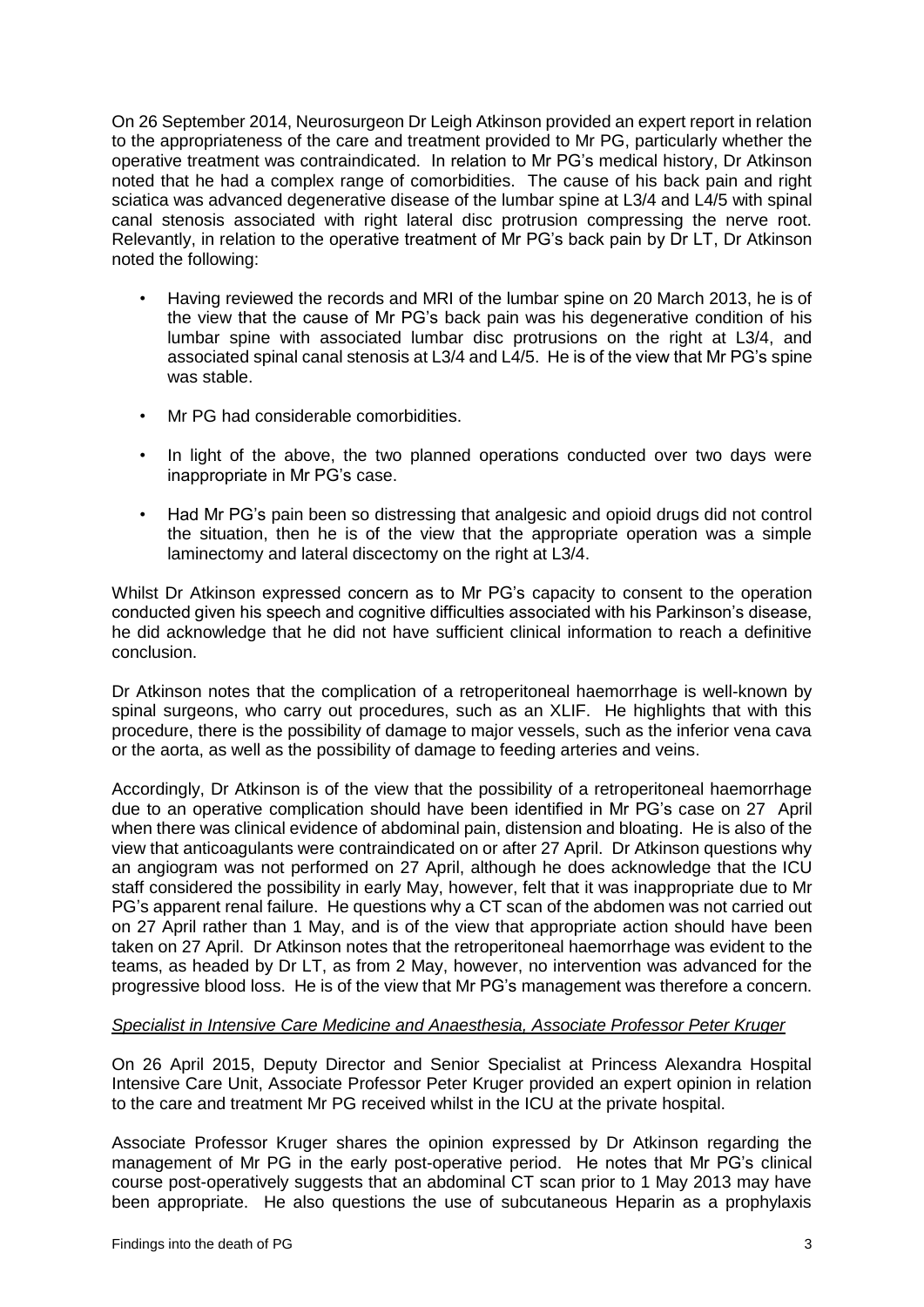On 26 September 2014, Neurosurgeon Dr Leigh Atkinson provided an expert report in relation to the appropriateness of the care and treatment provided to Mr PG, particularly whether the operative treatment was contraindicated. In relation to Mr PG's medical history, Dr Atkinson noted that he had a complex range of comorbidities. The cause of his back pain and right sciatica was advanced degenerative disease of the lumbar spine at L3/4 and L4/5 with spinal canal stenosis associated with right lateral disc protrusion compressing the nerve root. Relevantly, in relation to the operative treatment of Mr PG's back pain by Dr LT, Dr Atkinson noted the following:

- Having reviewed the records and MRI of the lumbar spine on 20 March 2013, he is of the view that the cause of Mr PG's back pain was his degenerative condition of his lumbar spine with associated lumbar disc protrusions on the right at L3/4, and associated spinal canal stenosis at L3/4 and L4/5. He is of the view that Mr PG's spine was stable.
- Mr PG had considerable comorbidities.
- In light of the above, the two planned operations conducted over two days were inappropriate in Mr PG's case.
- Had Mr PG's pain been so distressing that analgesic and opioid drugs did not control the situation, then he is of the view that the appropriate operation was a simple laminectomy and lateral discectomy on the right at L3/4.

Whilst Dr Atkinson expressed concern as to Mr PG's capacity to consent to the operation conducted given his speech and cognitive difficulties associated with his Parkinson's disease, he did acknowledge that he did not have sufficient clinical information to reach a definitive conclusion.

Dr Atkinson notes that the complication of a retroperitoneal haemorrhage is well-known by spinal surgeons, who carry out procedures, such as an XLIF. He highlights that with this procedure, there is the possibility of damage to major vessels, such as the inferior vena cava or the aorta, as well as the possibility of damage to feeding arteries and veins.

Accordingly, Dr Atkinson is of the view that the possibility of a retroperitoneal haemorrhage due to an operative complication should have been identified in Mr PG's case on 27 April when there was clinical evidence of abdominal pain, distension and bloating. He is also of the view that anticoagulants were contraindicated on or after 27 April. Dr Atkinson questions why an angiogram was not performed on 27 April, although he does acknowledge that the ICU staff considered the possibility in early May, however, felt that it was inappropriate due to Mr PG's apparent renal failure. He questions why a CT scan of the abdomen was not carried out on 27 April rather than 1 May, and is of the view that appropriate action should have been taken on 27 April. Dr Atkinson notes that the retroperitoneal haemorrhage was evident to the teams, as headed by Dr LT, as from 2 May, however, no intervention was advanced for the progressive blood loss. He is of the view that Mr PG's management was therefore a concern.

*Specialist in Intensive Care Medicine and Anaesthesia, Associate Professor Peter Kruger*

On 26 April 2015, Deputy Director and Senior Specialist at Princess Alexandra Hospital Intensive Care Unit, Associate Professor Peter Kruger provided an expert opinion in relation to the care and treatment Mr PG received whilst in the ICU at the private hospital.

Associate Professor Kruger shares the opinion expressed by Dr Atkinson regarding the management of Mr PG in the early post-operative period. He notes that Mr PG's clinical course post-operatively suggests that an abdominal CT scan prior to 1 May 2013 may have been appropriate. He also questions the use of subcutaneous Heparin as a prophylaxis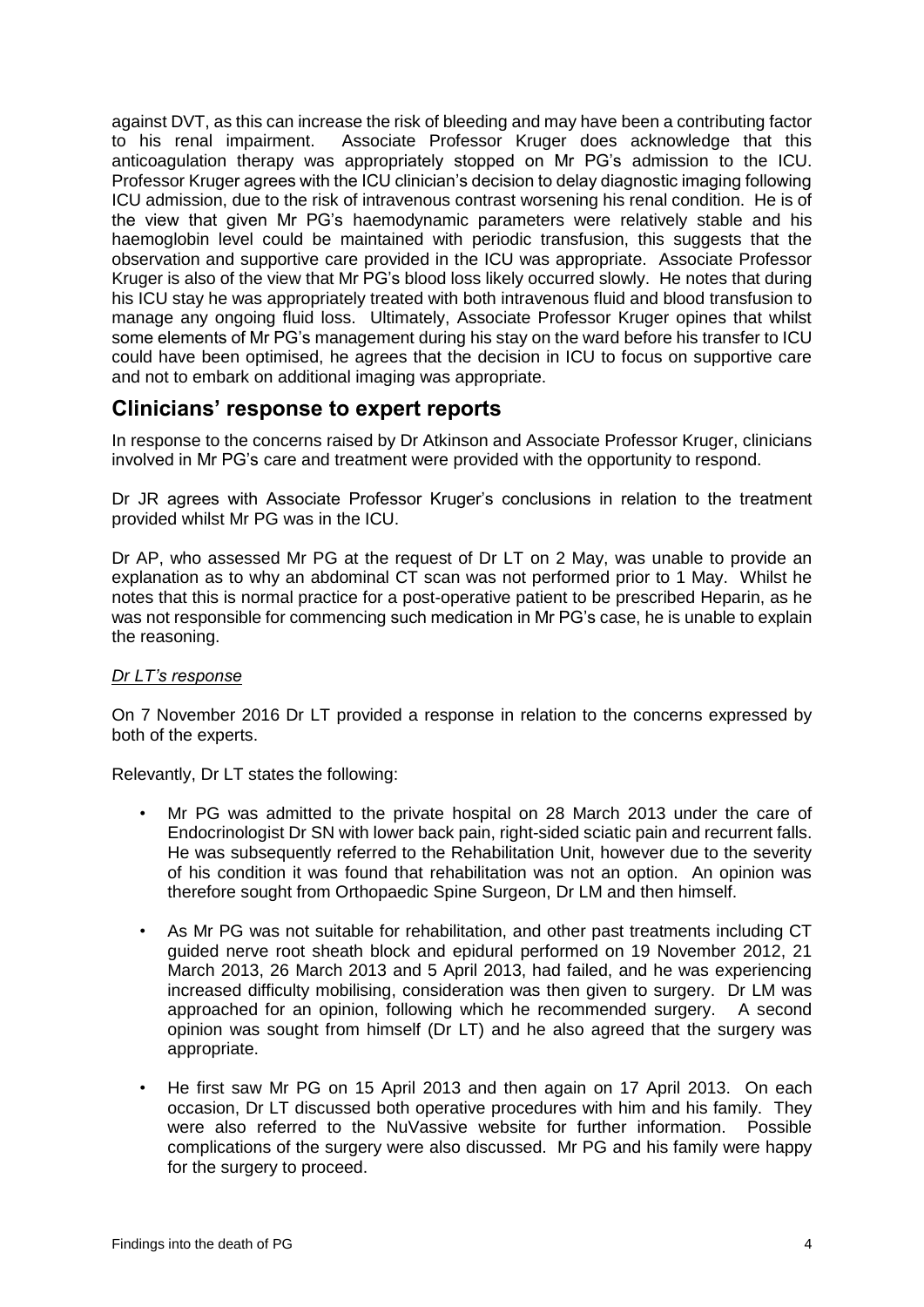against DVT, as this can increase the risk of bleeding and may have been a contributing factor to his renal impairment. Associate Professor Kruger does acknowledge that this anticoagulation therapy was appropriately stopped on Mr PG's admission to the ICU. Professor Kruger agrees with the ICU clinician's decision to delay diagnostic imaging following ICU admission, due to the risk of intravenous contrast worsening his renal condition. He is of the view that given Mr PG's haemodynamic parameters were relatively stable and his haemoglobin level could be maintained with periodic transfusion, this suggests that the observation and supportive care provided in the ICU was appropriate. Associate Professor Kruger is also of the view that Mr PG's blood loss likely occurred slowly. He notes that during his ICU stay he was appropriately treated with both intravenous fluid and blood transfusion to manage any ongoing fluid loss. Ultimately, Associate Professor Kruger opines that whilst some elements of Mr PG's management during his stay on the ward before his transfer to ICU could have been optimised, he agrees that the decision in ICU to focus on supportive care and not to embark on additional imaging was appropriate.

## Clinicians' response to expert reports

In response to the concerns raised by Dr Atkinson and Associate Professor Kruger, clinicians involved in Mr PG's care and treatment were provided with the opportunity to respond.

Dr JR agrees with Associate Professor Kruger's conclusions in relation to the treatment provided whilst Mr PG was in the ICU.

Dr AP, who assessed Mr PG at the request of Dr LT on 2 May, was unable to provide an explanation as to why an abdominal CT scan was not performed prior to 1 May. Whilst he notes that this is normal practice for a post-operative patient to be prescribed Heparin, as he was not responsible for commencing such medication in Mr PG's case, he is unable to explain the reasoning.

*Dr LT's response*

On 7 November 2016 Dr LT provided a response in relation to the concerns expressed by both of the experts.

Relevantly, Dr LT states the following:

- Mr PG was admitted to the private hospital on 28 March 2013 under the care of Endocrinologist Dr SN with lower back pain, right-sided sciatic pain and recurrent falls. He was subsequently referred to the Rehabilitation Unit, however due to the severity of his condition it was found that rehabilitation was not an option. An opinion was therefore sought from Orthopaedic Spine Surgeon, Dr LM and then himself.
- As Mr PG was not suitable for rehabilitation, and other past treatments including CT guided nerve root sheath block and epidural performed on 19 November 2012, 21 March 2013, 26 March 2013 and 5 April 2013, had failed, and he was experiencing increased difficulty mobilising, consideration was then given to surgery. Dr LM was approached for an opinion, following which he recommended surgery. A second opinion was sought from himself (Dr LT) and he also agreed that the surgery was appropriate.
- He first saw Mr PG on 15 April 2013 and then again on 17 April 2013. On each occasion, Dr LT discussed both operative procedures with him and his family. They were also referred to the NuVassive website for further information. Possible complications of the surgery were also discussed. Mr PG and his family were happy for the surgery to proceed.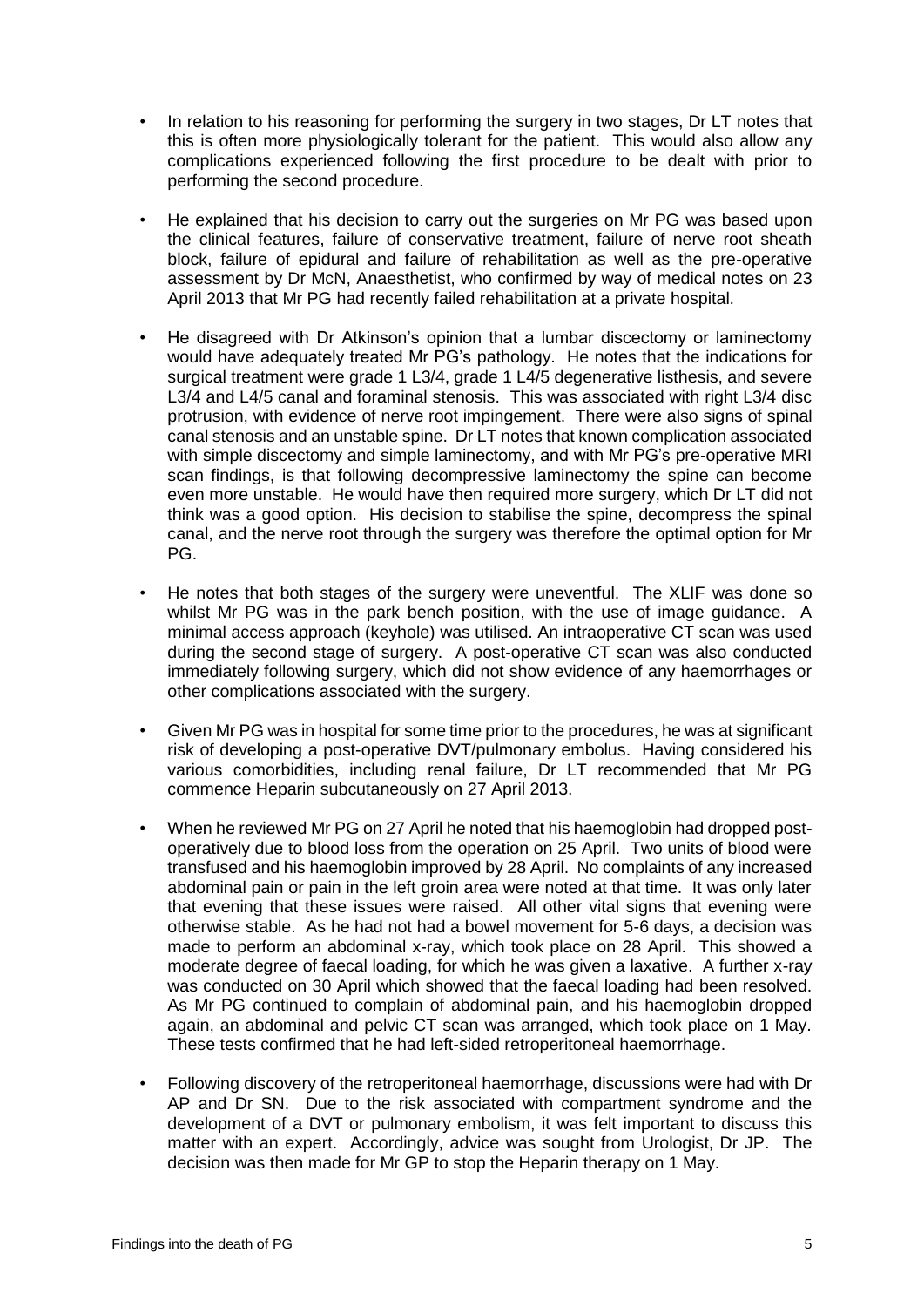- In relation to his reasoning for performing the surgery in two stages, Dr LT notes that this is often more physiologically tolerant for the patient. This would also allow any complications experienced following the first procedure to be dealt with prior to performing the second procedure.

- He explained that his decision to carry out the surgeries on Mr PG was based upon the clinical features, failure of conservative treatment, failure of nerve root sheath block, failure of epidural and failure of rehabilitation as well as the pre-operative assessment by Dr McN, Anaesthetist, who confirmed by way of medical notes on 23 April 2013 that Mr PG had recently failed rehabilitation at a private hospital.

- He disagreed with Dr Atkinson's opinion that a lumbar discectomy or laminectomy would have adequately treated Mr PG's pathology. He notes that the indications for surgical treatment were grade 1 L3/4, grade 1 L4/5 degenerative listhesis, and severe L3/4 and L4/5 canal and foraminal stenosis. This was associated with right L3/4 disc protrusion, with evidence of nerve root impingement. There were also signs of spinal canal stenosis and an unstable spine. Dr LT notes that known complication associated with simple discectomy and simple laminectomy, and with Mr PG's pre-operative MRI scan findings, is that following decompressive laminectomy the spine can become even more unstable. He would have then required more surgery, which Dr LT did not think was a good option. His decision to stabilise the spine, decompress the spinal canal, and the nerve root through the surgery was therefore the optimal option for Mr PG.

- He notes that both stages of the surgery were uneventful. The XLIF was done so whilst Mr PG was in the park bench position, with the use of image guidance. A minimal access approach (keyhole) was utilised. An intraoperative CT scan was used during the second stage of surgery. A post-operative CT scan was also conducted immediately following surgery, which did not show evidence of any haemorrhages or other complications associated with the surgery.

- Given Mr PG was in hospital for some time prior to the procedures, he was at significant risk of developing a post-operative DVT/pulmonary embolus. Having considered his various comorbidities, including renal failure, Dr LT recommended that Mr PG commence Heparin subcutaneously on 27 April 2013.

- When he reviewed Mr PG on 27 April he noted that his haemoglobin had dropped post-operatively due to blood loss from the operation on 25 April. Two units of blood were transfused and his haemoglobin improved by 28 April. No complaints of any increased abdominal pain or pain in the left groin area were noted at that time. It was only later that evening that these issues were raised. All other vital signs that evening were otherwise stable. As he had not had a bowel movement for 5-6 days, a decision was made to perform an abdominal x-ray, which took place on 28 April. This showed a moderate degree of faecal loading, for which he was given a laxative. A further x-ray was conducted on 30 April which showed that the faecal loading had been resolved. As Mr PG continued to complain of abdominal pain, and his haemoglobin dropped again, an abdominal and pelvic CT scan was arranged, which took place on 1 May. These tests confirmed that he had left-sided retroperitoneal haemorrhage.

- Following discovery of the retroperitoneal haemorrhage, discussions were had with Dr AP and Dr SN. Due to the risk associated with compartment syndrome and the development of a DVT or pulmonary embolism, it was felt important to discuss this matter with an expert. Accordingly, advice was sought from Urologist, Dr JP. The decision was then made for Mr GP to stop the Heparin therapy on 1 May.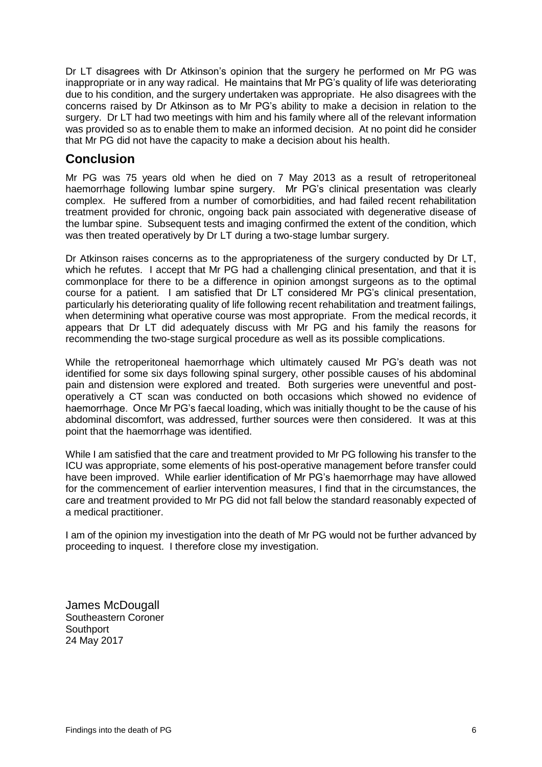Dr LT disagrees with Dr Atkinson's opinion that the surgery he performed on Mr PG was inappropriate or in any way radical. He maintains that Mr PG's quality of life was deteriorating due to his condition, and the surgery undertaken was appropriate. He also disagrees with the concerns raised by Dr Atkinson as to Mr PG's ability to make a decision in relation to the surgery. Dr LT had two meetings with him and his family where all of the relevant information was provided so as to enable them to make an informed decision. At no point did he consider that Mr PG did not have the capacity to make a decision about his health.

## Conclusion

Mr PG was 75 years old when he died on 7 May 2013 as a result of retroperitoneal haemorrhage following lumbar spine surgery. Mr PG's clinical presentation was clearly complex. He suffered from a number of comorbidities, and had failed recent rehabilitation treatment provided for chronic, ongoing back pain associated with degenerative disease of the lumbar spine. Subsequent tests and imaging confirmed the extent of the condition, which was then treated operatively by Dr LT during a two-stage lumbar surgery.

Dr Atkinson raises concerns as to the appropriateness of the surgery conducted by Dr LT, which he refutes. I accept that Mr PG had a challenging clinical presentation, and that it is commonplace for there to be a difference in opinion amongst surgeons as to the optimal course for a patient. I am satisfied that Dr LT considered Mr PG's clinical presentation, particularly his deteriorating quality of life following recent rehabilitation and treatment failings, when determining what operative course was most appropriate. From the medical records, it appears that Dr LT did adequately discuss with Mr PG and his family the reasons for recommending the two-stage surgical procedure as well as its possible complications.

While the retroperitoneal haemorrhage which ultimately caused Mr PG's death was not identified for some six days following spinal surgery, other possible causes of his abdominal pain and distension were explored and treated. Both surgeries were uneventful and post-operatively a CT scan was conducted on both occasions which showed no evidence of haemorrhage. Once Mr PG's faecal loading, which was initially thought to be the cause of his abdominal discomfort, was addressed, further sources were then considered. It was at this point that the haemorrhage was identified.

While I am satisfied that the care and treatment provided to Mr PG following his transfer to the ICU was appropriate, some elements of his post-operative management before transfer could have been improved. While earlier identification of Mr PG's haemorrhage may have allowed for the commencement of earlier intervention measures, I find that in the circumstances, the care and treatment provided to Mr PG did not fall below the standard reasonably expected of a medical practitioner.

I am of the opinion my investigation into the death of Mr PG would not be further advanced by proceeding to inquest. I therefore close my investigation.

James McDougall
Southeastern Coroner
Southport
24 May 2017